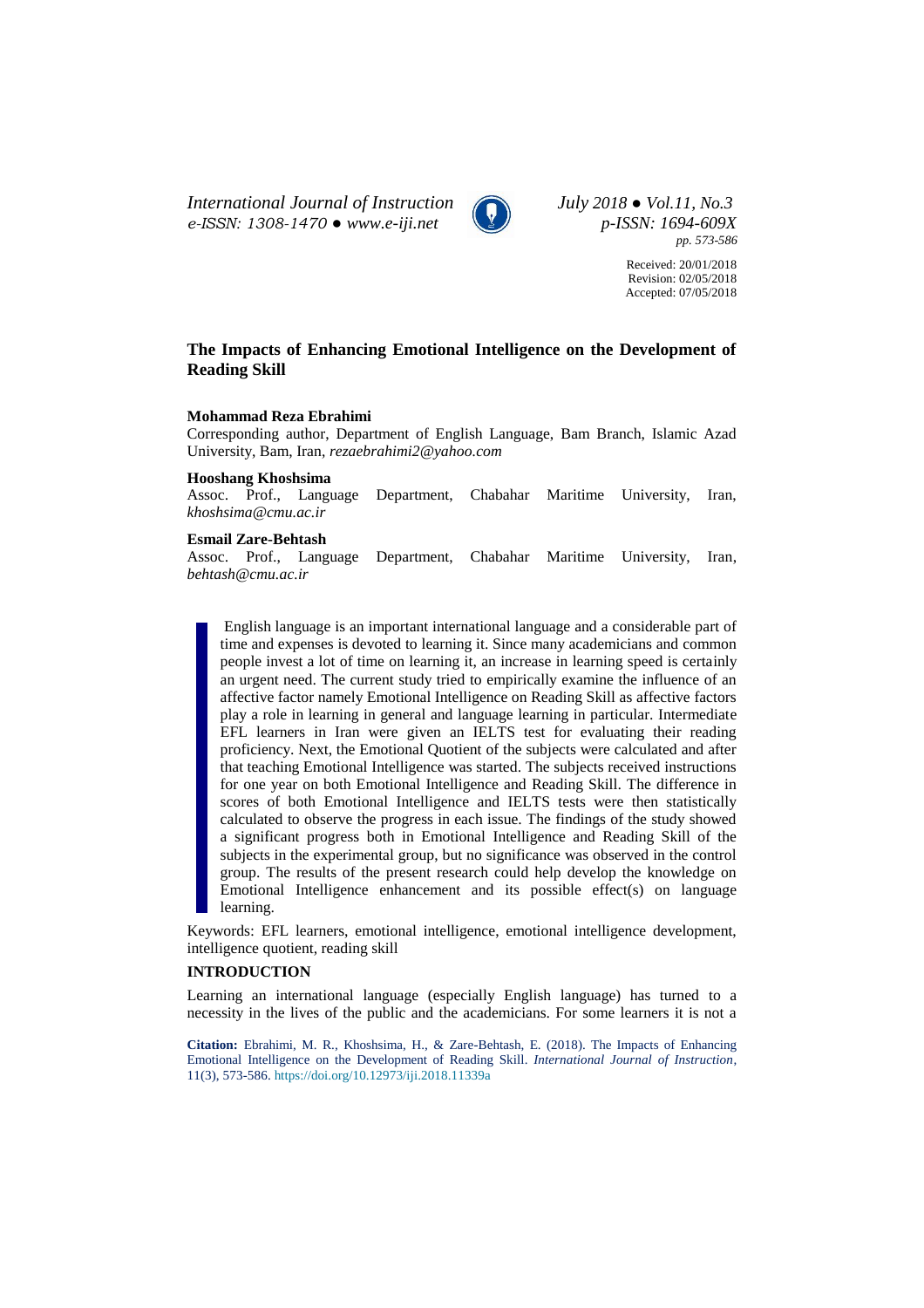Received: 20/01/2018
Revision: 02/05/2018
Accepted: 07/05/2018

# The Impacts of Enhancing Emotional Intelligence on the Development of Reading Skill

**Mohammad Reza Ebrahimi**
Corresponding author, Department of English Language, Bam Branch, Islamic Azad University, Bam, Iran, *rezaebrahimi2@yahoo.com*

**Hooshang Khoshsima**
Assoc. Prof., Language Department, Chabahar Maritime University, Iran, *khoshsima@cmu.ac.ir*

**Esmail Zare-Behtash**
Assoc. Prof., Language Department, Chabahar Maritime University, Iran, *behtash@cmu.ac.ir*

English language is an important international language and a considerable part of time and expenses is devoted to learning it. Since many academicians and common people invest a lot of time on learning it, an increase in learning speed is certainly an urgent need. The current study tried to empirically examine the influence of an affective factor namely Emotional Intelligence on Reading Skill as affective factors play a role in learning in general and language learning in particular. Intermediate EFL learners in Iran were given an IELTS test for evaluating their reading proficiency. Next, the Emotional Quotient of the subjects were calculated and after that teaching Emotional Intelligence was started. The subjects received instructions for one year on both Emotional Intelligence and Reading Skill. The difference in scores of both Emotional Intelligence and IELTS tests were then statistically calculated to observe the progress in each issue. The findings of the study showed a significant progress both in Emotional Intelligence and Reading Skill of the subjects in the experimental group, but no significance was observed in the control group. The results of the present research could help develop the knowledge on Emotional Intelligence enhancement and its possible effect(s) on language learning.

Keywords: EFL learners, emotional intelligence, emotional intelligence development, intelligence quotient, reading skill

## INTRODUCTION

Learning an international language (especially English language) has turned to a necessity in the lives of the public and the academicians. For some learners it is not a

**Citation:** Ebrahimi, M. R., Khoshsima, H., & Zare-Behtash, E. (2018). The Impacts of Enhancing Emotional Intelligence on the Development of Reading Skill. *International Journal of Instruction*, 11(3), 573-586. https://doi.org/10.12973/iji.2018.11339a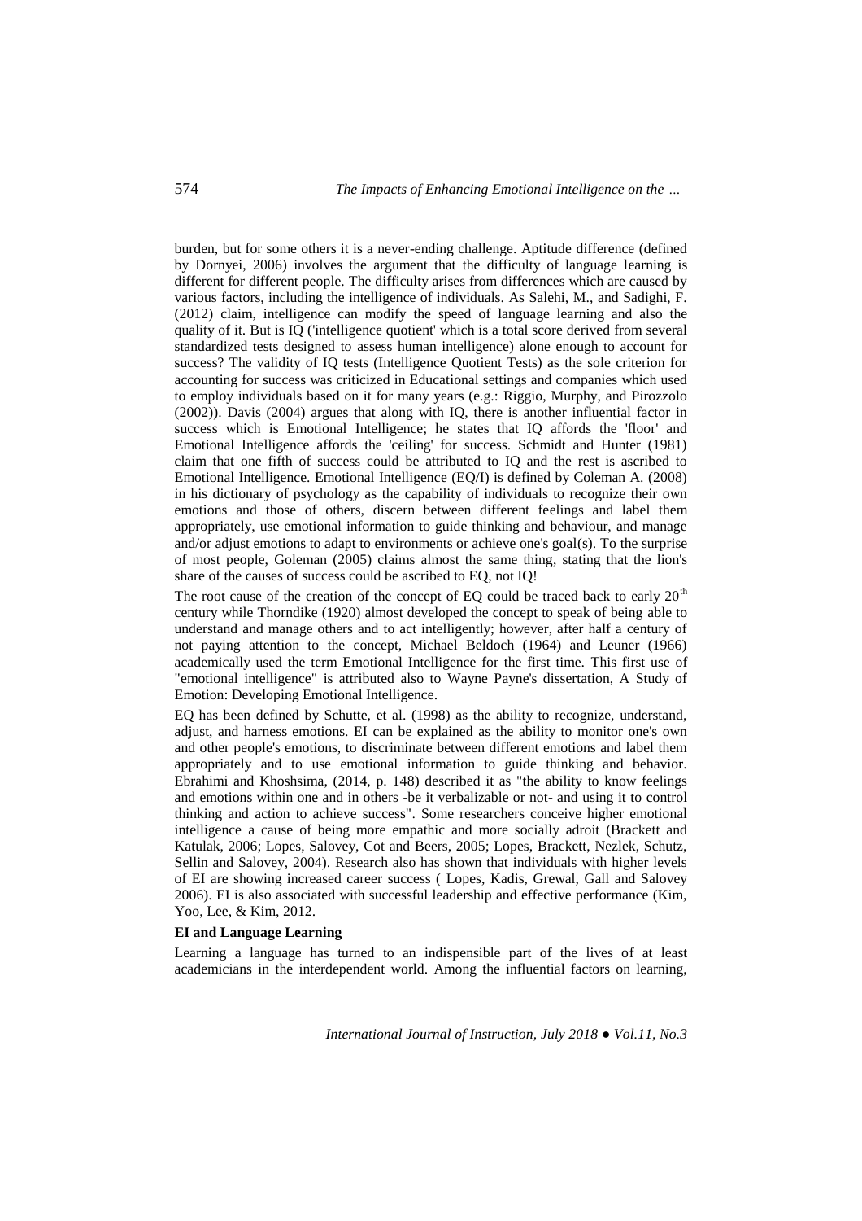burden, but for some others it is a never-ending challenge. Aptitude difference (defined by Dornyei, 2006) involves the argument that the difficulty of language learning is different for different people. The difficulty arises from differences which are caused by various factors, including the intelligence of individuals. As Salehi, M., and Sadighi, F. (2012) claim, intelligence can modify the speed of language learning and also the quality of it. But is IQ ('intelligence quotient' which is a total score derived from several standardized tests designed to assess human intelligence) alone enough to account for success? The validity of IQ tests (Intelligence Quotient Tests) as the sole criterion for accounting for success was criticized in Educational settings and companies which used to employ individuals based on it for many years (e.g.: Riggio, Murphy, and Pirozzolo (2002)). Davis (2004) argues that along with IQ, there is another influential factor in success which is Emotional Intelligence; he states that IQ affords the 'floor' and Emotional Intelligence affords the 'ceiling' for success. Schmidt and Hunter (1981) claim that one fifth of success could be attributed to IQ and the rest is ascribed to Emotional Intelligence. Emotional Intelligence (EQ/I) is defined by Coleman A. (2008) in his dictionary of psychology as the capability of individuals to recognize their own emotions and those of others, discern between different feelings and label them appropriately, use emotional information to guide thinking and behaviour, and manage and/or adjust emotions to adapt to environments or achieve one's goal(s). To the surprise of most people, Goleman (2005) claims almost the same thing, stating that the lion's share of the causes of success could be ascribed to EQ, not IQ!

The root cause of the creation of the concept of EQ could be traced back to early 20th century while Thorndike (1920) almost developed the concept to speak of being able to understand and manage others and to act intelligently; however, after half a century of not paying attention to the concept, Michael Beldoch (1964) and Leuner (1966) academically used the term Emotional Intelligence for the first time. This first use of "emotional intelligence" is attributed also to Wayne Payne's dissertation, A Study of Emotion: Developing Emotional Intelligence.

EQ has been defined by Schutte, et al. (1998) as the ability to recognize, understand, adjust, and harness emotions. EI can be explained as the ability to monitor one's own and other people's emotions, to discriminate between different emotions and label them appropriately and to use emotional information to guide thinking and behavior. Ebrahimi and Khoshsima, (2014, p. 148) described it as "the ability to know feelings and emotions within one and in others -be it verbalizable or not- and using it to control thinking and action to achieve success". Some researchers conceive higher emotional intelligence a cause of being more empathic and more socially adroit (Brackett and Katulak, 2006; Lopes, Salovey, Cot and Beers, 2005; Lopes, Brackett, Nezlek, Schutz, Sellin and Salovey, 2004). Research also has shown that individuals with higher levels of EI are showing increased career success ( Lopes, Kadis, Grewal, Gall and Salovey 2006). EI is also associated with successful leadership and effective performance (Kim, Yoo, Lee, & Kim, 2012.

**EI and Language Learning**

Learning a language has turned to an indispensible part of the lives of at least academicians in the interdependent world. Among the influential factors on learning,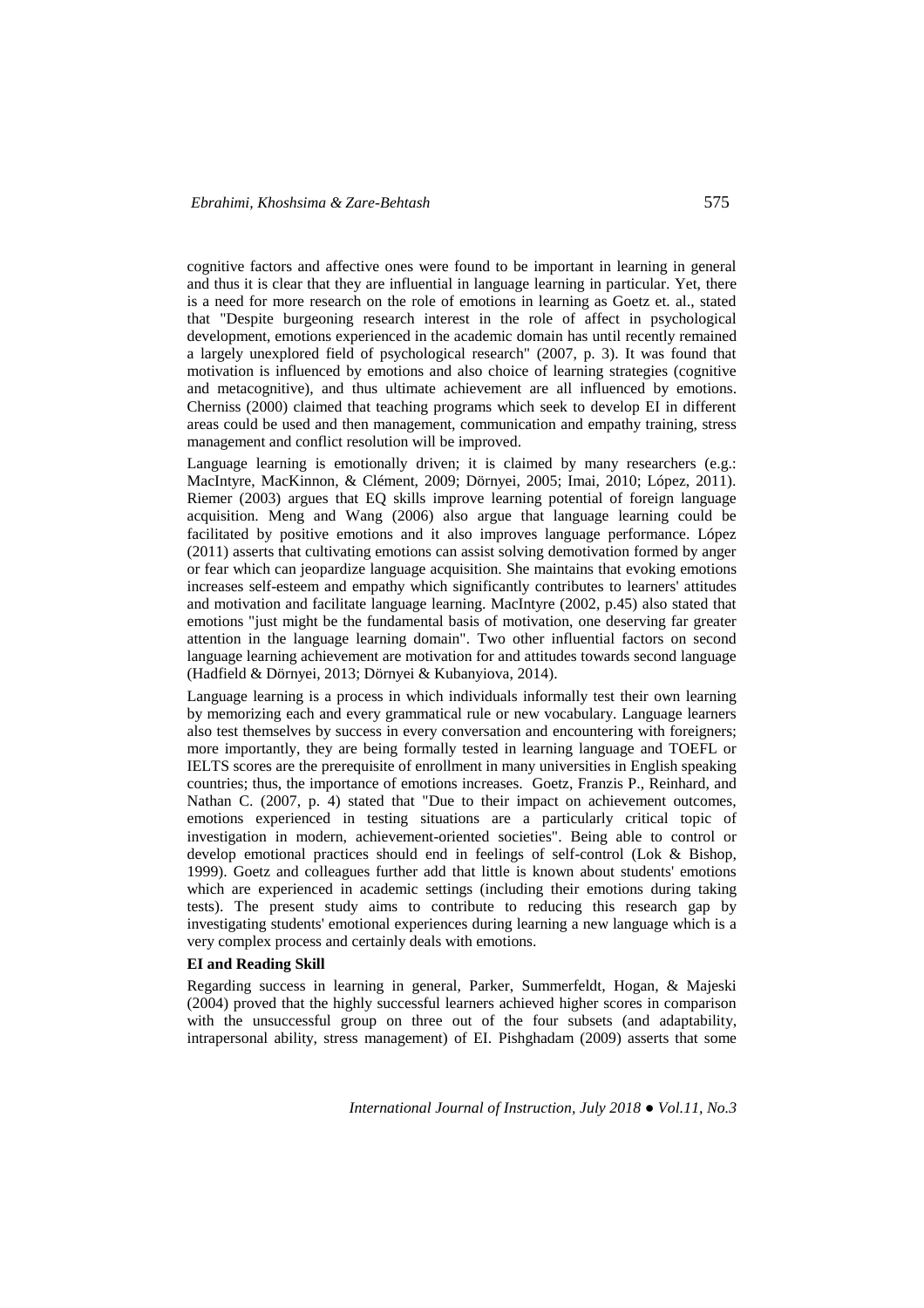cognitive factors and affective ones were found to be important in learning in general and thus it is clear that they are influential in language learning in particular. Yet, there is a need for more research on the role of emotions in learning as Goetz et. al., stated that "Despite burgeoning research interest in the role of affect in psychological development, emotions experienced in the academic domain has until recently remained a largely unexplored field of psychological research" (2007, p. 3). It was found that motivation is influenced by emotions and also choice of learning strategies (cognitive and metacognitive), and thus ultimate achievement are all influenced by emotions. Cherniss (2000) claimed that teaching programs which seek to develop EI in different areas could be used and then management, communication and empathy training, stress management and conflict resolution will be improved.

Language learning is emotionally driven; it is claimed by many researchers (e.g.: MacIntyre, MacKinnon, & Clément, 2009; Dörnyei, 2005; Imai, 2010; López, 2011). Riemer (2003) argues that EQ skills improve learning potential of foreign language acquisition. Meng and Wang (2006) also argue that language learning could be facilitated by positive emotions and it also improves language performance. López (2011) asserts that cultivating emotions can assist solving demotivation formed by anger or fear which can jeopardize language acquisition. She maintains that evoking emotions increases self-esteem and empathy which significantly contributes to learners' attitudes and motivation and facilitate language learning. MacIntyre (2002, p.45) also stated that emotions "just might be the fundamental basis of motivation, one deserving far greater attention in the language learning domain". Two other influential factors on second language learning achievement are motivation for and attitudes towards second language (Hadfield & Dörnyei, 2013; Dörnyei & Kubanyiova, 2014).

Language learning is a process in which individuals informally test their own learning by memorizing each and every grammatical rule or new vocabulary. Language learners also test themselves by success in every conversation and encountering with foreigners; more importantly, they are being formally tested in learning language and TOEFL or IELTS scores are the prerequisite of enrollment in many universities in English speaking countries; thus, the importance of emotions increases. Goetz, Franzis P., Reinhard, and Nathan C. (2007, p. 4) stated that "Due to their impact on achievement outcomes, emotions experienced in testing situations are a particularly critical topic of investigation in modern, achievement-oriented societies". Being able to control or develop emotional practices should end in feelings of self-control (Lok & Bishop, 1999). Goetz and colleagues further add that little is known about students' emotions which are experienced in academic settings (including their emotions during taking tests). The present study aims to contribute to reducing this research gap by investigating students' emotional experiences during learning a new language which is a very complex process and certainly deals with emotions.

**EI and Reading Skill**

Regarding success in learning in general, Parker, Summerfeldt, Hogan, & Majeski (2004) proved that the highly successful learners achieved higher scores in comparison with the unsuccessful group on three out of the four subsets (and adaptability, intrapersonal ability, stress management) of EI. Pishghadam (2009) asserts that some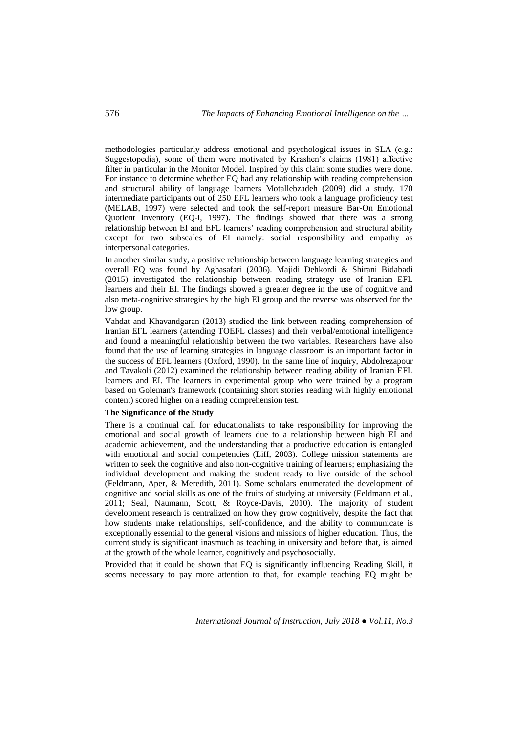methodologies particularly address emotional and psychological issues in SLA (e.g.: Suggestopedia), some of them were motivated by Krashen's claims (1981) affective filter in particular in the Monitor Model. Inspired by this claim some studies were done. For instance to determine whether EQ had any relationship with reading comprehension and structural ability of language learners Motallebzadeh (2009) did a study. 170 intermediate participants out of 250 EFL learners who took a language proficiency test (MELAB, 1997) were selected and took the self-report measure Bar-On Emotional Quotient Inventory (EQ-i, 1997). The findings showed that there was a strong relationship between EI and EFL learners' reading comprehension and structural ability except for two subscales of EI namely: social responsibility and empathy as interpersonal categories.

In another similar study, a positive relationship between language learning strategies and overall EQ was found by Aghasafari (2006). Majidi Dehkordi & Shirani Bidabadi (2015) investigated the relationship between reading strategy use of Iranian EFL learners and their EI. The findings showed a greater degree in the use of cognitive and also meta-cognitive strategies by the high EI group and the reverse was observed for the low group.

Vahdat and Khavandgaran (2013) studied the link between reading comprehension of Iranian EFL learners (attending TOEFL classes) and their verbal/emotional intelligence and found a meaningful relationship between the two variables. Researchers have also found that the use of learning strategies in language classroom is an important factor in the success of EFL learners (Oxford, 1990). In the same line of inquiry, Abdolrezapour and Tavakoli (2012) examined the relationship between reading ability of Iranian EFL learners and EI. The learners in experimental group who were trained by a program based on Goleman's framework (containing short stories reading with highly emotional content) scored higher on a reading comprehension test.

**The Significance of the Study**

There is a continual call for educationalists to take responsibility for improving the emotional and social growth of learners due to a relationship between high EI and academic achievement, and the understanding that a productive education is entangled with emotional and social competencies (Liff, 2003). College mission statements are written to seek the cognitive and also non-cognitive training of learners; emphasizing the individual development and making the student ready to live outside of the school (Feldmann, Aper, & Meredith, 2011). Some scholars enumerated the development of cognitive and social skills as one of the fruits of studying at university (Feldmann et al., 2011; Seal, Naumann, Scott, & Royce-Davis, 2010). The majority of student development research is centralized on how they grow cognitively, despite the fact that how students make relationships, self-confidence, and the ability to communicate is exceptionally essential to the general visions and missions of higher education. Thus, the current study is significant inasmuch as teaching in university and before that, is aimed at the growth of the whole learner, cognitively and psychosocially.

Provided that it could be shown that EQ is significantly influencing Reading Skill, it seems necessary to pay more attention to that, for example teaching EQ might be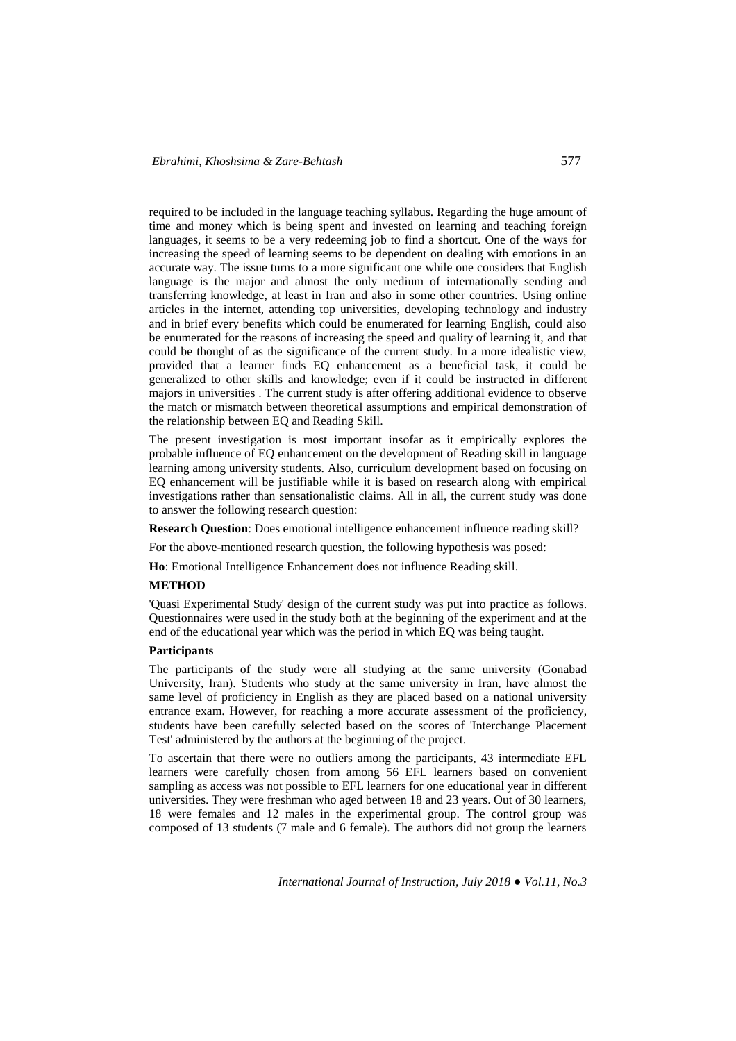required to be included in the language teaching syllabus. Regarding the huge amount of time and money which is being spent and invested on learning and teaching foreign languages, it seems to be a very redeeming job to find a shortcut. One of the ways for increasing the speed of learning seems to be dependent on dealing with emotions in an accurate way. The issue turns to a more significant one while one considers that English language is the major and almost the only medium of internationally sending and transferring knowledge, at least in Iran and also in some other countries. Using online articles in the internet, attending top universities, developing technology and industry and in brief every benefits which could be enumerated for learning English, could also be enumerated for the reasons of increasing the speed and quality of learning it, and that could be thought of as the significance of the current study. In a more idealistic view, provided that a learner finds EQ enhancement as a beneficial task, it could be generalized to other skills and knowledge; even if it could be instructed in different majors in universities . The current study is after offering additional evidence to observe the match or mismatch between theoretical assumptions and empirical demonstration of the relationship between EQ and Reading Skill.

The present investigation is most important insofar as it empirically explores the probable influence of EQ enhancement on the development of Reading skill in language learning among university students. Also, curriculum development based on focusing on EQ enhancement will be justifiable while it is based on research along with empirical investigations rather than sensationalistic claims. All in all, the current study was done to answer the following research question:

**Research Question**: Does emotional intelligence enhancement influence reading skill?

For the above-mentioned research question, the following hypothesis was posed:

**Ho**: Emotional Intelligence Enhancement does not influence Reading skill.

## METHOD

'Quasi Experimental Study' design of the current study was put into practice as follows. Questionnaires were used in the study both at the beginning of the experiment and at the end of the educational year which was the period in which EQ was being taught.

### Participants

The participants of the study were all studying at the same university (Gonabad University, Iran). Students who study at the same university in Iran, have almost the same level of proficiency in English as they are placed based on a national university entrance exam. However, for reaching a more accurate assessment of the proficiency, students have been carefully selected based on the scores of 'Interchange Placement Test' administered by the authors at the beginning of the project.

To ascertain that there were no outliers among the participants, 43 intermediate EFL learners were carefully chosen from among 56 EFL learners based on convenient sampling as access was not possible to EFL learners for one educational year in different universities. They were freshman who aged between 18 and 23 years. Out of 30 learners, 18 were females and 12 males in the experimental group. The control group was composed of 13 students (7 male and 6 female). The authors did not group the learners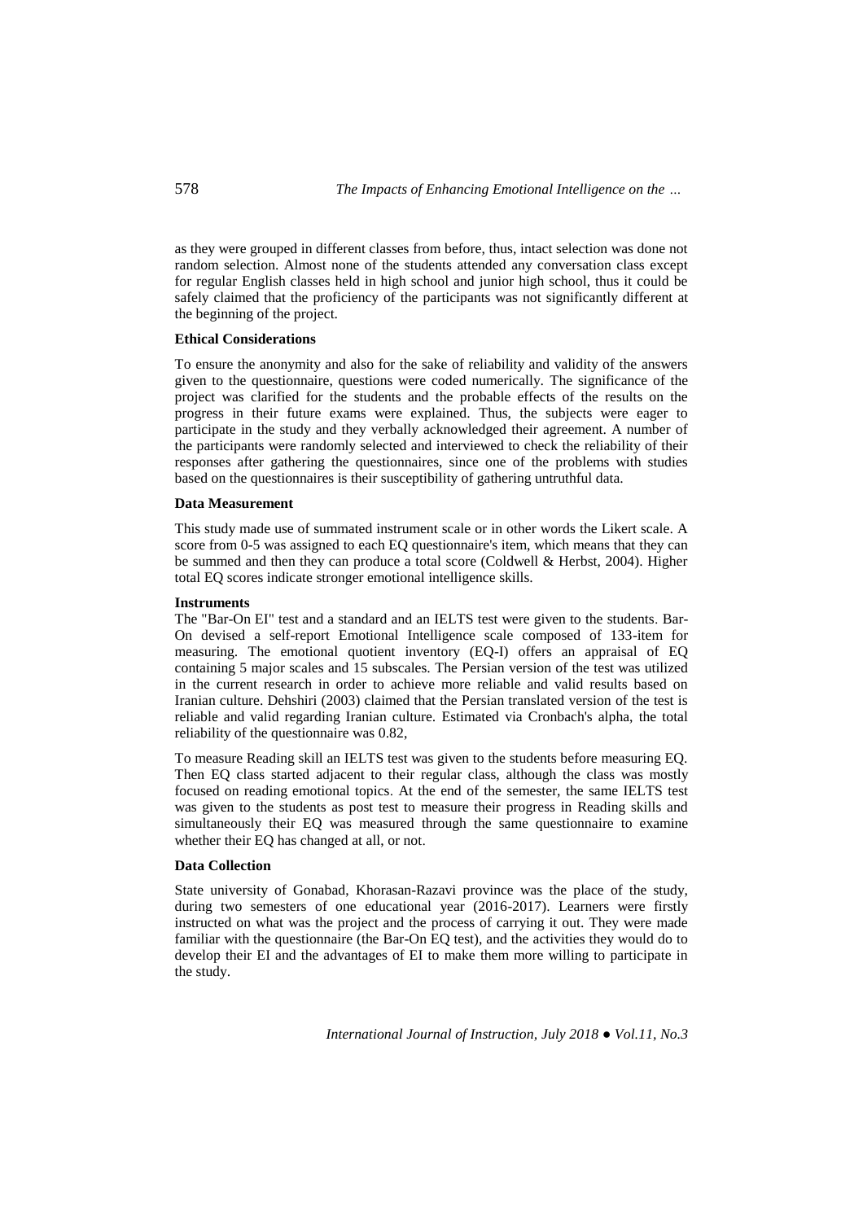as they were grouped in different classes from before, thus, intact selection was done not random selection. Almost none of the students attended any conversation class except for regular English classes held in high school and junior high school, thus it could be safely claimed that the proficiency of the participants was not significantly different at the beginning of the project.

**Ethical Considerations**

To ensure the anonymity and also for the sake of reliability and validity of the answers given to the questionnaire, questions were coded numerically. The significance of the project was clarified for the students and the probable effects of the results on the progress in their future exams were explained. Thus, the subjects were eager to participate in the study and they verbally acknowledged their agreement. A number of the participants were randomly selected and interviewed to check the reliability of their responses after gathering the questionnaires, since one of the problems with studies based on the questionnaires is their susceptibility of gathering untruthful data.

**Data Measurement**

This study made use of summated instrument scale or in other words the Likert scale. A score from 0-5 was assigned to each EQ questionnaire's item, which means that they can be summed and then they can produce a total score (Coldwell & Herbst, 2004). Higher total EQ scores indicate stronger emotional intelligence skills.

**Instruments**

The "Bar-On EI" test and a standard and an IELTS test were given to the students. Bar-On devised a self-report Emotional Intelligence scale composed of 133-item for measuring. The emotional quotient inventory (EQ-I) offers an appraisal of EQ containing 5 major scales and 15 subscales. The Persian version of the test was utilized in the current research in order to achieve more reliable and valid results based on Iranian culture. Dehshiri (2003) claimed that the Persian translated version of the test is reliable and valid regarding Iranian culture. Estimated via Cronbach's alpha, the total reliability of the questionnaire was 0.82,

To measure Reading skill an IELTS test was given to the students before measuring EQ. Then EQ class started adjacent to their regular class, although the class was mostly focused on reading emotional topics. At the end of the semester, the same IELTS test was given to the students as post test to measure their progress in Reading skills and simultaneously their EQ was measured through the same questionnaire to examine whether their EQ has changed at all, or not.

**Data Collection**

State university of Gonabad, Khorasan-Razavi province was the place of the study, during two semesters of one educational year (2016-2017). Learners were firstly instructed on what was the project and the process of carrying it out. They were made familiar with the questionnaire (the Bar-On EQ test), and the activities they would do to develop their EI and the advantages of EI to make them more willing to participate in the study.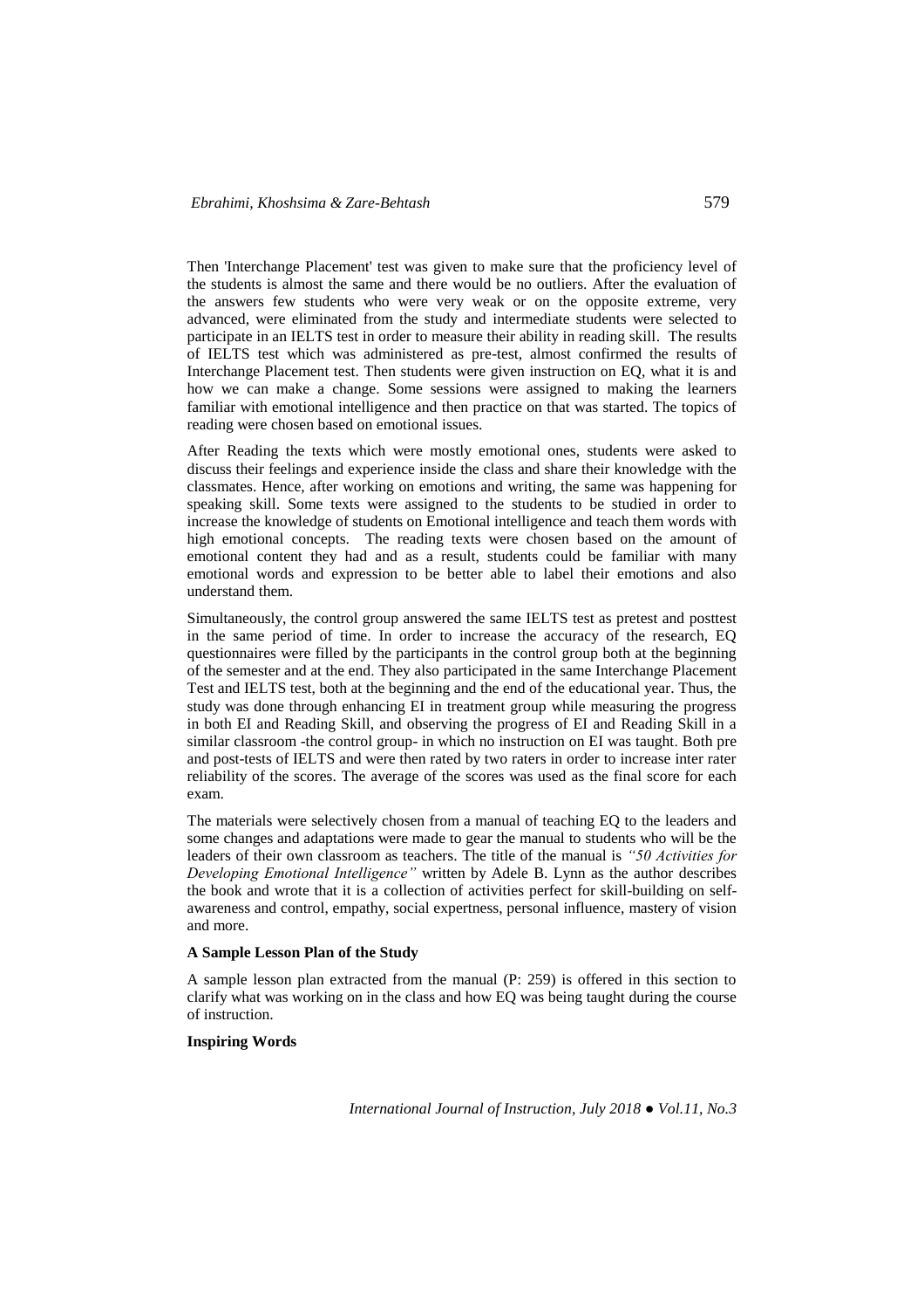Then 'Interchange Placement' test was given to make sure that the proficiency level of the students is almost the same and there would be no outliers. After the evaluation of the answers few students who were very weak or on the opposite extreme, very advanced, were eliminated from the study and intermediate students were selected to participate in an IELTS test in order to measure their ability in reading skill. The results of IELTS test which was administered as pre-test, almost confirmed the results of Interchange Placement test. Then students were given instruction on EQ, what it is and how we can make a change. Some sessions were assigned to making the learners familiar with emotional intelligence and then practice on that was started. The topics of reading were chosen based on emotional issues.

After Reading the texts which were mostly emotional ones, students were asked to discuss their feelings and experience inside the class and share their knowledge with the classmates. Hence, after working on emotions and writing, the same was happening for speaking skill. Some texts were assigned to the students to be studied in order to increase the knowledge of students on Emotional intelligence and teach them words with high emotional concepts. The reading texts were chosen based on the amount of emotional content they had and as a result, students could be familiar with many emotional words and expression to be better able to label their emotions and also understand them.

Simultaneously, the control group answered the same IELTS test as pretest and posttest in the same period of time. In order to increase the accuracy of the research, EQ questionnaires were filled by the participants in the control group both at the beginning of the semester and at the end. They also participated in the same Interchange Placement Test and IELTS test, both at the beginning and the end of the educational year. Thus, the study was done through enhancing EI in treatment group while measuring the progress in both EI and Reading Skill, and observing the progress of EI and Reading Skill in a similar classroom -the control group- in which no instruction on EI was taught. Both pre and post-tests of IELTS and were then rated by two raters in order to increase inter rater reliability of the scores. The average of the scores was used as the final score for each exam.

The materials were selectively chosen from a manual of teaching EQ to the leaders and some changes and adaptations were made to gear the manual to students who will be the leaders of their own classroom as teachers. The title of the manual is *"50 Activities for Developing Emotional Intelligence"* written by Adele B. Lynn as the author describes the book and wrote that it is a collection of activities perfect for skill-building on self-awareness and control, empathy, social expertness, personal influence, mastery of vision and more.

**A Sample Lesson Plan of the Study**

A sample lesson plan extracted from the manual (P: 259) is offered in this section to clarify what was working on in the class and how EQ was being taught during the course of instruction.

**Inspiring Words**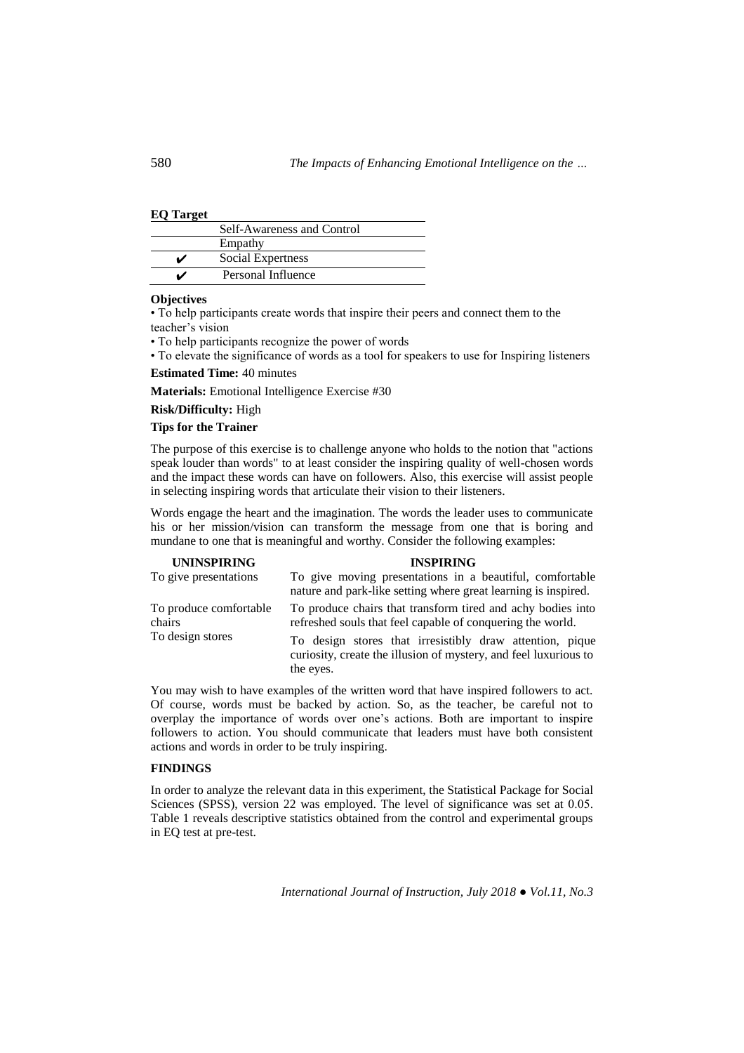**EQ Target**

| | |
|---|---|
| | Self-Awareness and Control |
| | Empathy |
| ✔ | Social Expertness |
| ✔ | Personal Influence |

**Objectives**

- To help participants create words that inspire their peers and connect them to the teacher's vision
- To help participants recognize the power of words
- To elevate the significance of words as a tool for speakers to use for Inspiring listeners

**Estimated Time:** 40 minutes

**Materials:** Emotional Intelligence Exercise #30

**Risk/Difficulty:** High

**Tips for the Trainer**

The purpose of this exercise is to challenge anyone who holds to the notion that "actions speak louder than words" to at least consider the inspiring quality of well-chosen words and the impact these words can have on followers. Also, this exercise will assist people in selecting inspiring words that articulate their vision to their listeners.

Words engage the heart and the imagination. The words the leader uses to communicate his or her mission/vision can transform the message from one that is boring and mundane to one that is meaningful and worthy. Consider the following examples:

| UNINSPIRING | INSPIRING |
|---|---|
| To give presentations | To give moving presentations in a beautiful, comfortable nature and park-like setting where great learning is inspired. |
| To produce comfortable chairs | To produce chairs that transform tired and achy bodies into refreshed souls that feel capable of conquering the world. |
| To design stores | To design stores that irresistibly draw attention, pique curiosity, create the illusion of mystery, and feel luxurious to the eyes. |

You may wish to have examples of the written word that have inspired followers to act. Of course, words must be backed by action. So, as the teacher, be careful not to overplay the importance of words over one's actions. Both are important to inspire followers to action. You should communicate that leaders must have both consistent actions and words in order to be truly inspiring.

## FINDINGS

In order to analyze the relevant data in this experiment, the Statistical Package for Social Sciences (SPSS), version 22 was employed. The level of significance was set at 0.05. Table 1 reveals descriptive statistics obtained from the control and experimental groups in EQ test at pre-test.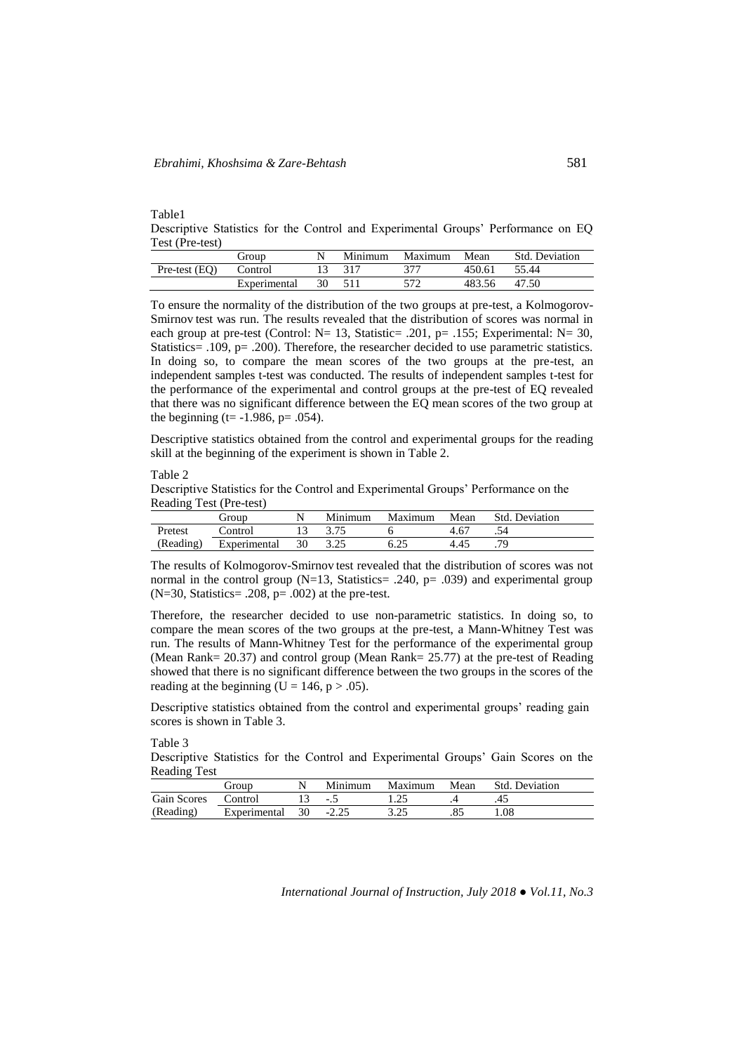Table1

Descriptive Statistics for the Control and Experimental Groups' Performance on EQ Test (Pre-test)

| | Group | N | Minimum | Maximum | Mean | Std. Deviation |
|---|---|---|---|---|---|---|
| Pre-test (EQ) | Control | 13 | 317 | 377 | 450.61 | 55.44 |
| | Experimental | 30 | 511 | 572 | 483.56 | 47.50 |

To ensure the normality of the distribution of the two groups at pre-test, a Kolmogorov-Smirnov test was run. The results revealed that the distribution of scores was normal in each group at pre-test (Control: N= 13, Statistic= .201, p= .155; Experimental: N= 30, Statistics= .109, p= .200). Therefore, the researcher decided to use parametric statistics. In doing so, to compare the mean scores of the two groups at the pre-test, an independent samples t-test was conducted. The results of independent samples t-test for the performance of the experimental and control groups at the pre-test of EQ revealed that there was no significant difference between the EQ mean scores of the two group at the beginning (t= -1.986, p= .054).

Descriptive statistics obtained from the control and experimental groups for the reading skill at the beginning of the experiment is shown in Table 2.

Table 2

Descriptive Statistics for the Control and Experimental Groups' Performance on the Reading Test (Pre-test)

| | Group | N | Minimum | Maximum | Mean | Std. Deviation |
|---|---|---|---|---|---|---|
| Pretest | Control | 13 | 3.75 | 6 | 4.67 | .54 |
| (Reading) | Experimental | 30 | 3.25 | 6.25 | 4.45 | .79 |

The results of Kolmogorov-Smirnov test revealed that the distribution of scores was not normal in the control group (N=13, Statistics= .240, p= .039) and experimental group (N=30, Statistics= .208, p= .002) at the pre-test.

Therefore, the researcher decided to use non-parametric statistics. In doing so, to compare the mean scores of the two groups at the pre-test, a Mann-Whitney Test was run. The results of Mann-Whitney Test for the performance of the experimental group (Mean Rank= 20.37) and control group (Mean Rank= 25.77) at the pre-test of Reading showed that there is no significant difference between the two groups in the scores of the reading at the beginning ($U = 146$, $p > .05$).

Descriptive statistics obtained from the control and experimental groups' reading gain scores is shown in Table 3.

Table 3

Descriptive Statistics for the Control and Experimental Groups' Gain Scores on the Reading Test

| | Group | N | Minimum | Maximum | Mean | Std. Deviation |
|---|---|---|---|---|---|---|
| Gain Scores | Control | 13 | -.5 | 1.25 | .4 | .45 |
| (Reading) | Experimental | 30 | -2.25 | 3.25 | .85 | 1.08 |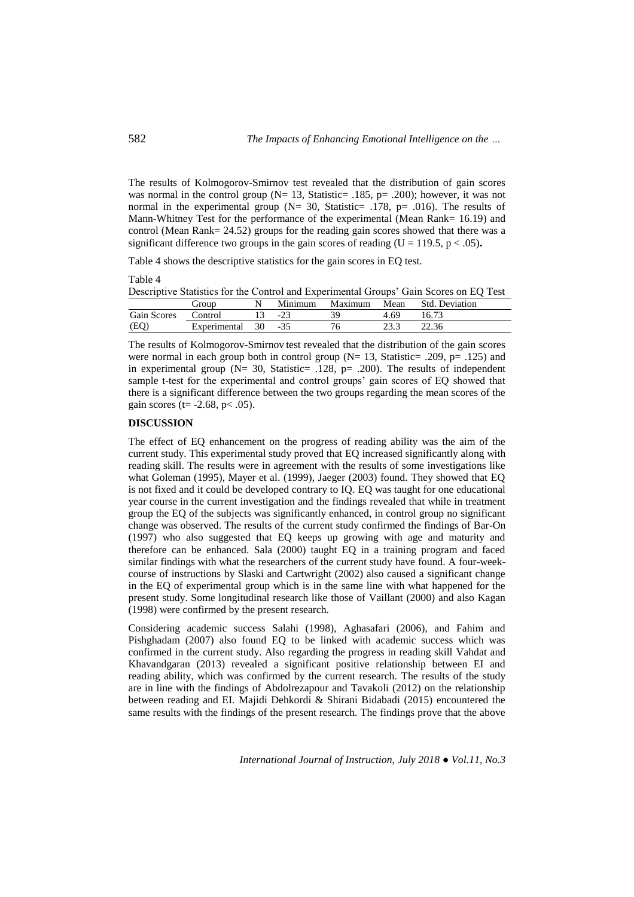The results of Kolmogorov-Smirnov test revealed that the distribution of gain scores was normal in the control group ($N= 13$, Statistic= .185, $p= .200$); however, it was not normal in the experimental group ($N= 30$, Statistic= .178, $p= .016$). The results of Mann-Whitney Test for the performance of the experimental (Mean Rank= 16.19) and control (Mean Rank= 24.52) groups for the reading gain scores showed that there was a significant difference two groups in the gain scores of reading ($U = 119.5$, $p < .05$).

Table 4 shows the descriptive statistics for the gain scores in EQ test.

Table 4
Descriptive Statistics for the Control and Experimental Groups' Gain Scores on EQ Test

| | Group | N | Minimum | Maximum | Mean | Std. Deviation |
|---|---|---|---|---|---|---|
| Gain Scores | Control | 13 | -23 | 39 | 4.69 | 16.73 |
| (EQ) | Experimental | 30 | -35 | 76 | 23.3 | 22.36 |

The results of Kolmogorov-Smirnov test revealed that the distribution of the gain scores were normal in each group both in control group ($N= 13$, Statistic= .209, $p= .125$) and in experimental group ($N= 30$, Statistic= .128, $p= .200$). The results of independent sample t-test for the experimental and control groups' gain scores of EQ showed that there is a significant difference between the two groups regarding the mean scores of the gain scores ($t= -2.68$, $p< .05$).

## DISCUSSION

The effect of EQ enhancement on the progress of reading ability was the aim of the current study. This experimental study proved that EQ increased significantly along with reading skill. The results were in agreement with the results of some investigations like what Goleman (1995), Mayer et al. (1999), Jaeger (2003) found. They showed that EQ is not fixed and it could be developed contrary to IQ. EQ was taught for one educational year course in the current investigation and the findings revealed that while in treatment group the EQ of the subjects was significantly enhanced, in control group no significant change was observed. The results of the current study confirmed the findings of Bar-On (1997) who also suggested that EQ keeps up growing with age and maturity and therefore can be enhanced. Sala (2000) taught EQ in a training program and faced similar findings with what the researchers of the current study have found. A four-week-course of instructions by Slaski and Cartwright (2002) also caused a significant change in the EQ of experimental group which is in the same line with what happened for the present study. Some longitudinal research like those of Vaillant (2000) and also Kagan (1998) were confirmed by the present research.

Considering academic success Salahi (1998), Aghasafari (2006), and Fahim and Pishghadam (2007) also found EQ to be linked with academic success which was confirmed in the current study. Also regarding the progress in reading skill Vahdat and Khavandgaran (2013) revealed a significant positive relationship between EI and reading ability, which was confirmed by the current research. The results of the study are in line with the findings of Abdolrezapour and Tavakoli (2012) on the relationship between reading and EI. Majidi Dehkordi & Shirani Bidabadi (2015) encountered the same results with the findings of the present research. The findings prove that the above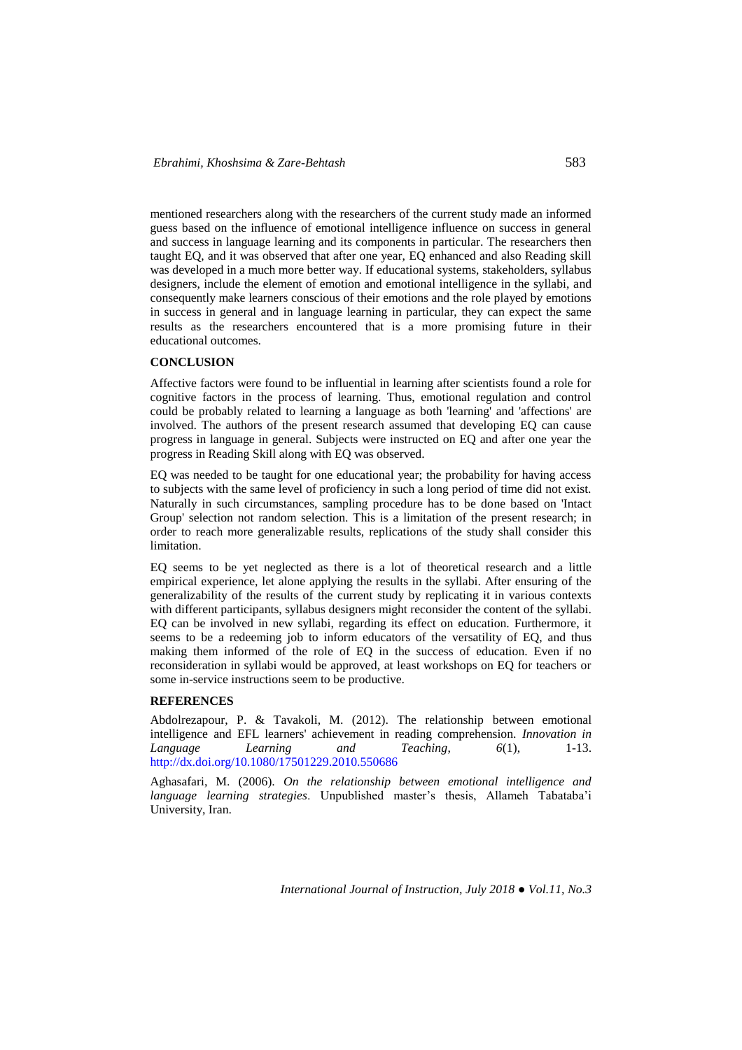mentioned researchers along with the researchers of the current study made an informed guess based on the influence of emotional intelligence influence on success in general and success in language learning and its components in particular. The researchers then taught EQ, and it was observed that after one year, EQ enhanced and also Reading skill was developed in a much more better way. If educational systems, stakeholders, syllabus designers, include the element of emotion and emotional intelligence in the syllabi, and consequently make learners conscious of their emotions and the role played by emotions in success in general and in language learning in particular, they can expect the same results as the researchers encountered that is a more promising future in their educational outcomes.

## CONCLUSION

Affective factors were found to be influential in learning after scientists found a role for cognitive factors in the process of learning. Thus, emotional regulation and control could be probably related to learning a language as both 'learning' and 'affections' are involved. The authors of the present research assumed that developing EQ can cause progress in language in general. Subjects were instructed on EQ and after one year the progress in Reading Skill along with EQ was observed.

EQ was needed to be taught for one educational year; the probability for having access to subjects with the same level of proficiency in such a long period of time did not exist. Naturally in such circumstances, sampling procedure has to be done based on 'Intact Group' selection not random selection. This is a limitation of the present research; in order to reach more generalizable results, replications of the study shall consider this limitation.

EQ seems to be yet neglected as there is a lot of theoretical research and a little empirical experience, let alone applying the results in the syllabi. After ensuring of the generalizability of the results of the current study by replicating it in various contexts with different participants, syllabus designers might reconsider the content of the syllabi. EQ can be involved in new syllabi, regarding its effect on education. Furthermore, it seems to be a redeeming job to inform educators of the versatility of EQ, and thus making them informed of the role of EQ in the success of education. Even if no reconsideration in syllabi would be approved, at least workshops on EQ for teachers or some in-service instructions seem to be productive.

## REFERENCES

Abdolrezapour, P. & Tavakoli, M. (2012). The relationship between emotional intelligence and EFL learners' achievement in reading comprehension. *Innovation in Language Learning and Teaching*, *6*(1), 1-13. http://dx.doi.org/10.1080/17501229.2010.550686

Aghasafari, M. (2006). *On the relationship between emotional intelligence and language learning strategies*. Unpublished master's thesis, Allameh Tabataba'i University, Iran.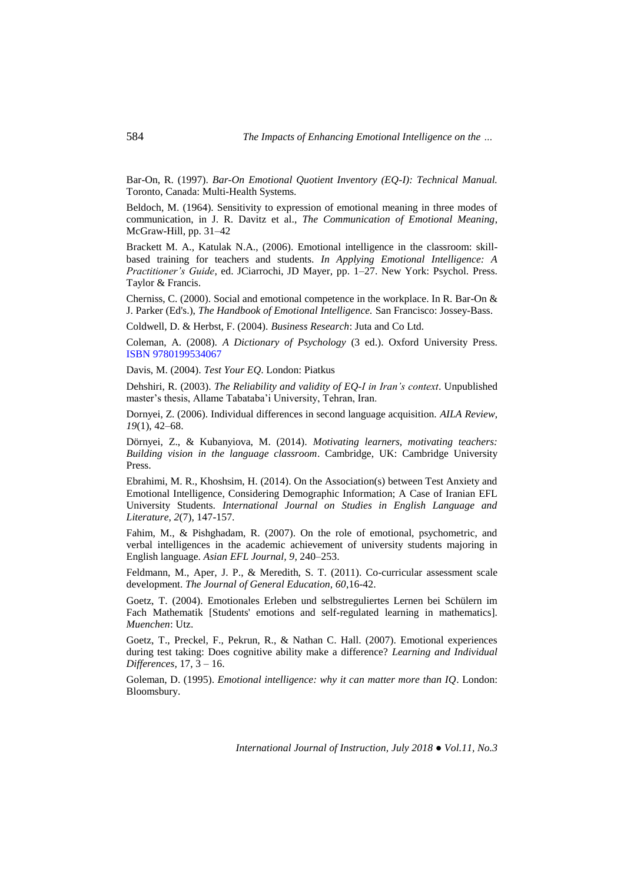Bar-On, R. (1997). *Bar-On Emotional Quotient Inventory (EQ-I): Technical Manual.* Toronto, Canada: Multi-Health Systems.

Beldoch, M. (1964). Sensitivity to expression of emotional meaning in three modes of communication, in J. R. Davitz et al., *The Communication of Emotional Meaning*, McGraw-Hill, pp. 31–42

Brackett M. A., Katulak N.A., (2006). Emotional intelligence in the classroom: skill-based training for teachers and students. *In Applying Emotional Intelligence: A Practitioner's Guide*, ed. JCiarrochi, JD Mayer, pp. 1–27. New York: Psychol. Press. Taylor & Francis.

Cherniss, C. (2000). Social and emotional competence in the workplace. In R. Bar-On & J. Parker (Ed's.), *The Handbook of Emotional Intelligence.* San Francisco: Jossey-Bass.

Coldwell, D. & Herbst, F. (2004). *Business Research*: Juta and Co Ltd.

Coleman, A. (2008). *A Dictionary of Psychology* (3 ed.). Oxford University Press. ISBN 9780199534067

Davis, M. (2004). *Test Your EQ*. London: Piatkus

Dehshiri, R. (2003). *The Reliability and validity of EQ-I in Iran's context*. Unpublished master's thesis, Allame Tabataba'i University, Tehran, Iran.

Dornyei, Z. (2006). Individual differences in second language acquisition. *AILA Review*, *19*(1), 42–68.

Dörnyei, Z., & Kubanyiova, M. (2014). *Motivating learners, motivating teachers: Building vision in the language classroom*. Cambridge, UK: Cambridge University Press.

Ebrahimi, M. R., Khoshsim, H. (2014). On the Association(s) between Test Anxiety and Emotional Intelligence, Considering Demographic Information; A Case of Iranian EFL University Students. *International Journal on Studies in English Language and Literature*, *2*(7), 147-157.

Fahim, M., & Pishghadam, R. (2007). On the role of emotional, psychometric, and verbal intelligences in the academic achievement of university students majoring in English language. *Asian EFL Journal*, *9*, 240–253.

Feldmann, M., Aper, J. P., & Meredith, S. T. (2011). Co-curricular assessment scale development. *The Journal of General Education, 60*,16-42.

Goetz, T. (2004). Emotionales Erleben und selbstreguliertes Lernen bei Schülern im Fach Mathematik [Students' emotions and self-regulated learning in mathematics]. *Muenchen*: Utz.

Goetz, T., Preckel, F., Pekrun, R., & Nathan C. Hall. (2007). Emotional experiences during test taking: Does cognitive ability make a difference? *Learning and Individual Differences*, 17, 3 – 16.

Goleman, D. (1995). *Emotional intelligence: why it can matter more than IQ*. London: Bloomsbury.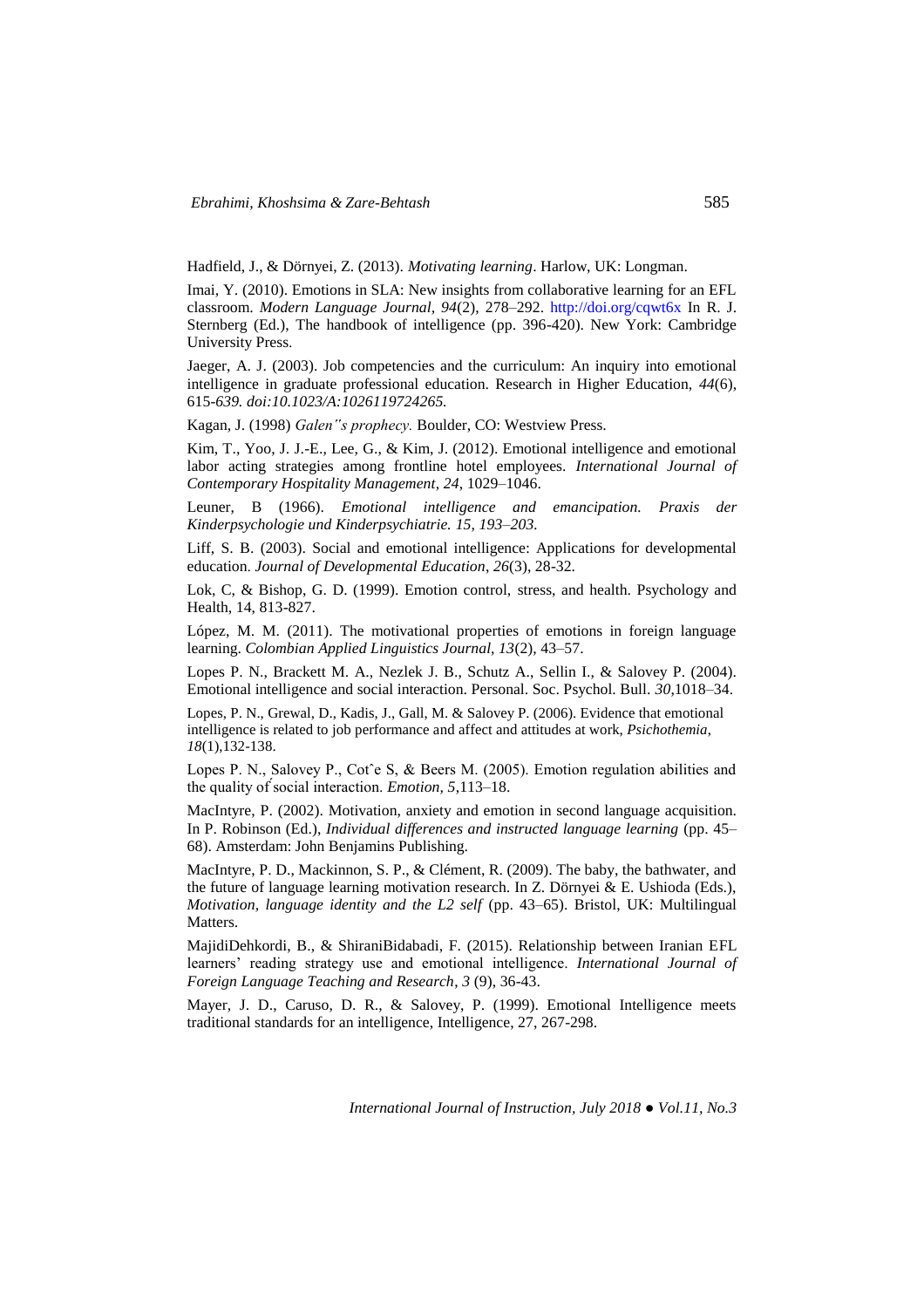Hadfield, J., & Dörnyei, Z. (2013). *Motivating learning*. Harlow, UK: Longman.

Imai, Y. (2010). Emotions in SLA: New insights from collaborative learning for an EFL classroom. *Modern Language Journal, 94*(2), 278–292. http://doi.org/cqwt6x In R. J. Sternberg (Ed.), The handbook of intelligence (pp. 396-420). New York: Cambridge University Press.

Jaeger, A. J. (2003). Job competencies and the curriculum: An inquiry into emotional intelligence in graduate professional education. Research in Higher Education, *44*(6), 615-*639. doi:10.1023/A:1026119724265.*

Kagan, J. (1998) *Galen"s prophecy.* Boulder, CO: Westview Press.

Kim, T., Yoo, J. J.-E., Lee, G., & Kim, J. (2012). Emotional intelligence and emotional labor acting strategies among frontline hotel employees. *International Journal of Contemporary Hospitality Management*, *24*, 1029–1046.

Leuner, B (1966). *Emotional intelligence and emancipation. Praxis der Kinderpsychologie und Kinderpsychiatrie. 15, 193–203.*

Liff, S. B. (2003). Social and emotional intelligence: Applications for developmental education. *Journal of Developmental Education*, *26*(3), 28-32.

Lok, C, & Bishop, G. D. (1999). Emotion control, stress, and health. Psychology and Health, 14, 813-827.

López, M. M. (2011). The motivational properties of emotions in foreign language learning. *Colombian Applied Linguistics Journal*, *13*(2), 43–57.

Lopes P. N., Brackett M. A., Nezlek J. B., Schutz A., Sellin I., & Salovey P. (2004). Emotional intelligence and social interaction. Personal. Soc. Psychol. Bull. *30*,1018–34.

Lopes, P. N., Grewal, D., Kadis, J., Gall, M. & Salovey P. (2006). Evidence that emotional intelligence is related to job performance and affect and attitudes at work, *Psichothemia*, *18*(1),132-138.

Lopes P. N., Salovey P., Cotˆe S, & Beers M. (2005). Emotion regulation abilities and the quality of social interaction. *Emotion, 5*,113–18.

MacIntyre, P. (2002). Motivation, anxiety and emotion in second language acquisition. In P. Robinson (Ed.), *Individual differences and instructed language learning* (pp. 45–68). Amsterdam: John Benjamins Publishing.

MacIntyre, P. D., Mackinnon, S. P., & Clément, R. (2009). The baby, the bathwater, and the future of language learning motivation research. In Z. Dörnyei & E. Ushioda (Eds.), *Motivation, language identity and the L2 self* (pp. 43–65). Bristol, UK: Multilingual Matters.

MajidiDehkordi, B., & ShiraniBidabadi, F. (2015). Relationship between Iranian EFL learners' reading strategy use and emotional intelligence. *International Journal of Foreign Language Teaching and Research*, *3* (9), 36-43.

Mayer, J. D., Caruso, D. R., & Salovey, P. (1999). Emotional Intelligence meets traditional standards for an intelligence, Intelligence, 27, 267-298.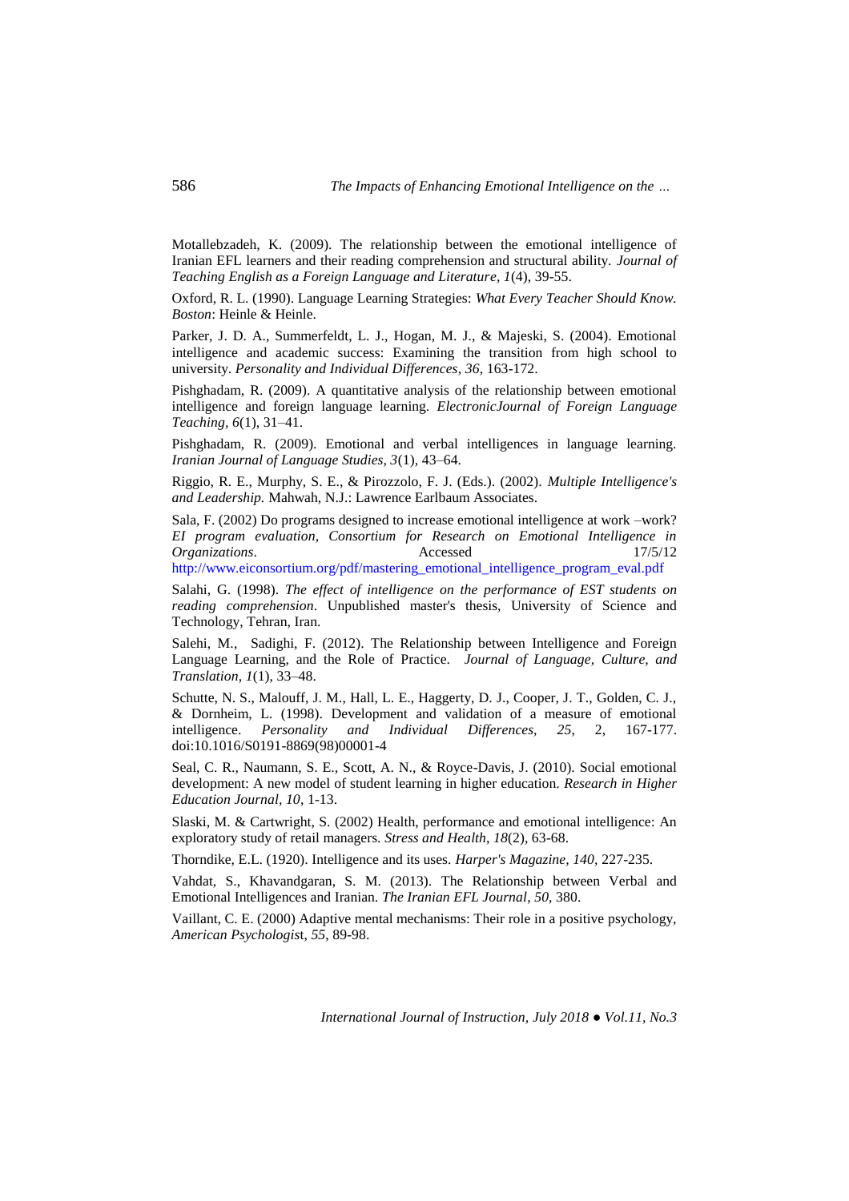Motallebzadeh, K. (2009). The relationship between the emotional intelligence of Iranian EFL learners and their reading comprehension and structural ability. *Journal of Teaching English as a Foreign Language and Literature, 1*(4), 39-55.

Oxford, R. L. (1990). Language Learning Strategies: *What Every Teacher Should Know. Boston*: Heinle & Heinle.

Parker, J. D. A., Summerfeldt, L. J., Hogan, M. J., & Majeski, S. (2004). Emotional intelligence and academic success: Examining the transition from high school to university. *Personality and Individual Differences, 36*, 163-172.

Pishghadam, R. (2009). A quantitative analysis of the relationship between emotional intelligence and foreign language learning. *ElectronicJournal of Foreign Language Teaching, 6*(1), 31–41.

Pishghadam, R. (2009). Emotional and verbal intelligences in language learning. *Iranian Journal of Language Studies, 3*(1), 43–64.

Riggio, R. E., Murphy, S. E., & Pirozzolo, F. J. (Eds.). (2002). *Multiple Intelligence's and Leadership.* Mahwah, N.J.: Lawrence Earlbaum Associates.

Sala, F. (2002) Do programs designed to increase emotional intelligence at work –work? *EI program evaluation, Consortium for Research on Emotional Intelligence in Organizations*. Accessed 17/5/12 http://www.eiconsortium.org/pdf/mastering_emotional_intelligence_program_eval.pdf

Salahi, G. (1998). *The effect of intelligence on the performance of EST students on reading comprehension*. Unpublished master's thesis, University of Science and Technology, Tehran, Iran.

Salehi, M., Sadighi, F. (2012). The Relationship between Intelligence and Foreign Language Learning, and the Role of Practice. *Journal of Language, Culture, and Translation, 1*(1), 33–48.

Schutte, N. S., Malouff, J. M., Hall, L. E., Haggerty, D. J., Cooper, J. T., Golden, C. J., & Dornheim, L. (1998). Development and validation of a measure of emotional intelligence. *Personality and Individual Differences, 25*, 2, 167-177. doi:10.1016/S0191-8869(98)00001-4

Seal, C. R., Naumann, S. E., Scott, A. N., & Royce-Davis, J. (2010). Social emotional development: A new model of student learning in higher education. *Research in Higher Education Journal, 10*, 1-13.

Slaski, M. & Cartwright, S. (2002) Health, performance and emotional intelligence: An exploratory study of retail managers. *Stress and Health, 18*(2), 63-68.

Thorndike, E.L. (1920). Intelligence and its uses. *Harper's Magazine, 140*, 227-235.

Vahdat, S., Khavandgaran, S. M. (2013). The Relationship between Verbal and Emotional Intelligences and Iranian. *The Iranian EFL Journal, 50*, 380.

Vaillant, C. E. (2000) Adaptive mental mechanisms: Their role in a positive psychology, *American Psychologist, 55*, 89-98.